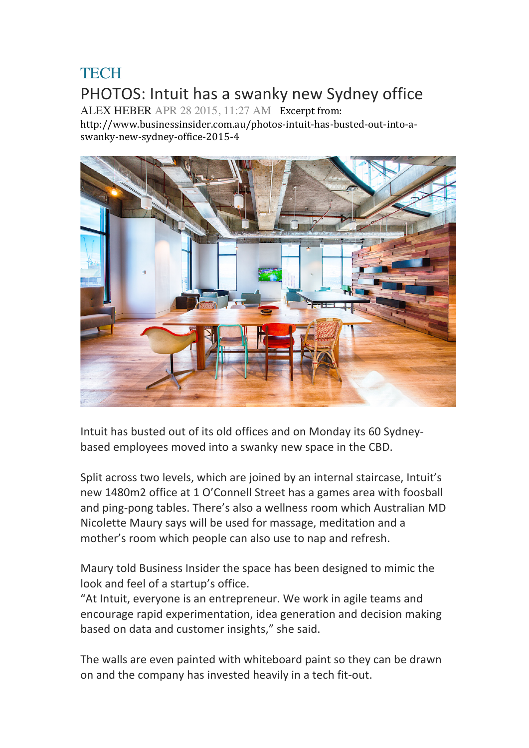# TECH

## PHOTOS: Intuit has a swanky new Sydney office

ALEX HEBER APR 28 2015, 11:27 AM Excerpt from: http://www.businessinsider.com.au/photos-intuit-has-busted-out-into-a-swanky-new-sydney-office-2015-4

Intuit has busted out of its old offices and on Monday its 60 Sydney-based employees moved into a swanky new space in the CBD.

Split across two levels, which are joined by an internal staircase, Intuit's new 1480m2 office at 1 O'Connell Street has a games area with foosball and ping-pong tables. There's also a wellness room which Australian MD Nicolette Maury says will be used for massage, meditation and a mother's room which people can also use to nap and refresh.

Maury told Business Insider the space has been designed to mimic the look and feel of a startup's office.
"At Intuit, everyone is an entrepreneur. We work in agile teams and encourage rapid experimentation, idea generation and decision making based on data and customer insights," she said.

The walls are even painted with whiteboard paint so they can be drawn on and the company has invested heavily in a tech fit-out.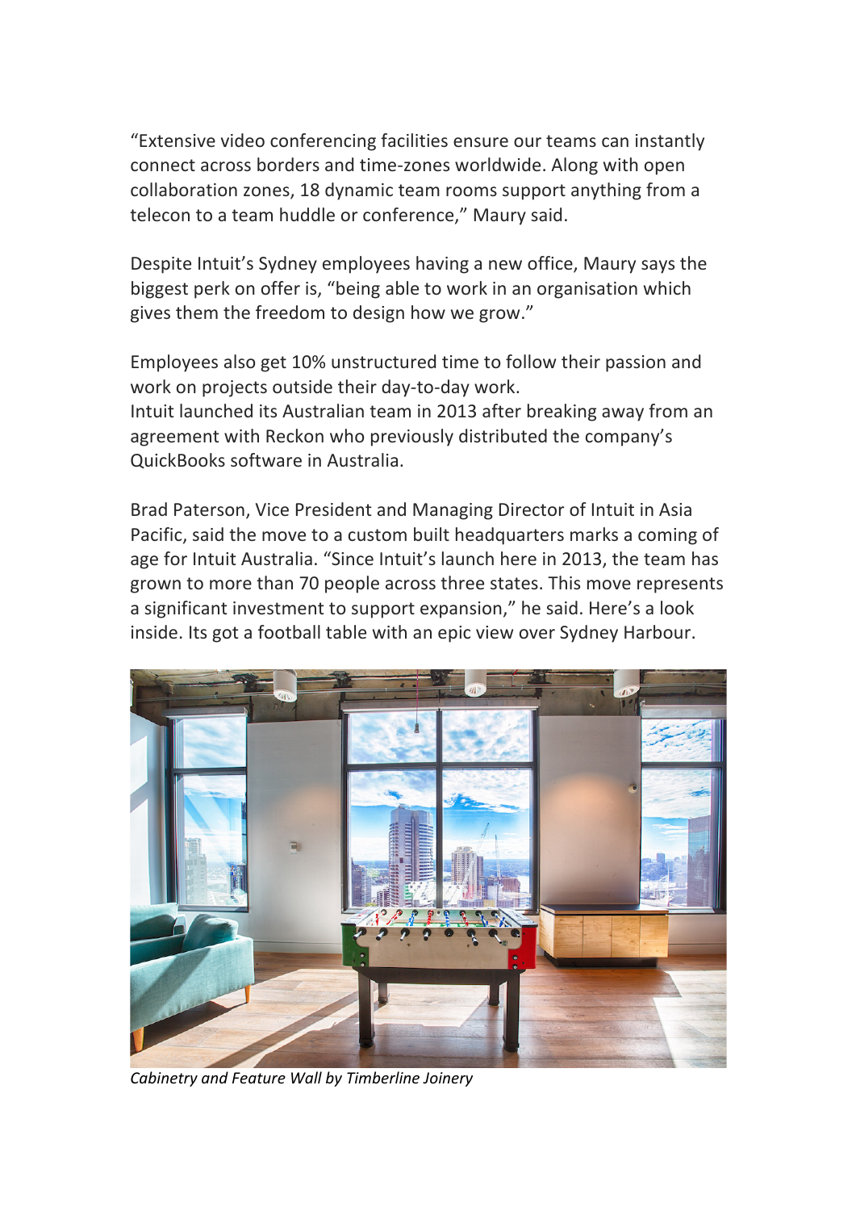"Extensive video conferencing facilities ensure our teams can instantly connect across borders and time-zones worldwide. Along with open collaboration zones, 18 dynamic team rooms support anything from a telecon to a team huddle or conference," Maury said.

Despite Intuit's Sydney employees having a new office, Maury says the biggest perk on offer is, "being able to work in an organisation which gives them the freedom to design how we grow."

Employees also get 10% unstructured time to follow their passion and work on projects outside their day-to-day work.
Intuit launched its Australian team in 2013 after breaking away from an agreement with Reckon who previously distributed the company's QuickBooks software in Australia.

Brad Paterson, Vice President and Managing Director of Intuit in Asia Pacific, said the move to a custom built headquarters marks a coming of age for Intuit Australia. "Since Intuit's launch here in 2013, the team has grown to more than 70 people across three states. This move represents a significant investment to support expansion," he said. Here's a look inside. Its got a football table with an epic view over Sydney Harbour.

*Cabinetry and Feature Wall by Timberline Joinery*